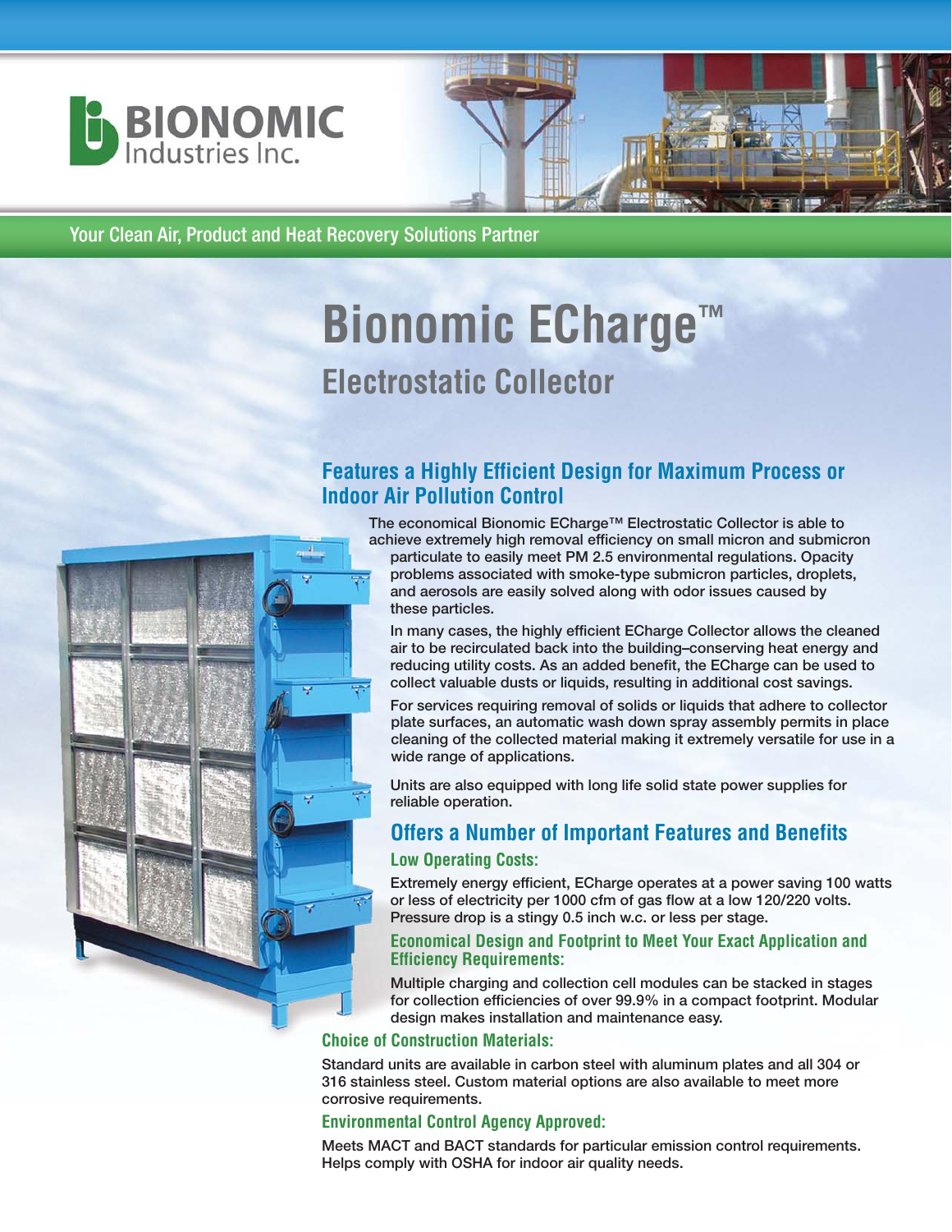BIONOMIC Industries Inc.

Your Clean Air, Product and Heat Recovery Solutions Partner

# Bionomic ECharge™

## Electrostatic Collector

### Features a Highly Efficient Design for Maximum Process or Indoor Air Pollution Control

The economical Bionomic ECharge™ Electrostatic Collector is able to achieve extremely high removal efficiency on small micron and submicron particulate to easily meet PM 2.5 environmental regulations. Opacity problems associated with smoke-type submicron particles, droplets, and aerosols are easily solved along with odor issues caused by these particles.

In many cases, the highly efficient ECharge Collector allows the cleaned air to be recirculated back into the building–conserving heat energy and reducing utility costs. As an added benefit, the ECharge can be used to collect valuable dusts or liquids, resulting in additional cost savings.

For services requiring removal of solids or liquids that adhere to collector plate surfaces, an automatic wash down spray assembly permits in place cleaning of the collected material making it extremely versatile for use in a wide range of applications.

Units are also equipped with long life solid state power supplies for reliable operation.

### Offers a Number of Important Features and Benefits

#### Low Operating Costs:

Extremely energy efficient, ECharge operates at a power saving 100 watts or less of electricity per 1000 cfm of gas flow at a low 120/220 volts. Pressure drop is a stingy 0.5 inch w.c. or less per stage.

#### Economical Design and Footprint to Meet Your Exact Application and Efficiency Requirements:

Multiple charging and collection cell modules can be stacked in stages for collection efficiencies of over 99.9% in a compact footprint. Modular design makes installation and maintenance easy.

#### Choice of Construction Materials:

Standard units are available in carbon steel with aluminum plates and all 304 or 316 stainless steel. Custom material options are also available to meet more corrosive requirements.

#### Environmental Control Agency Approved:

Meets MACT and BACT standards for particular emission control requirements. Helps comply with OSHA for indoor air quality needs.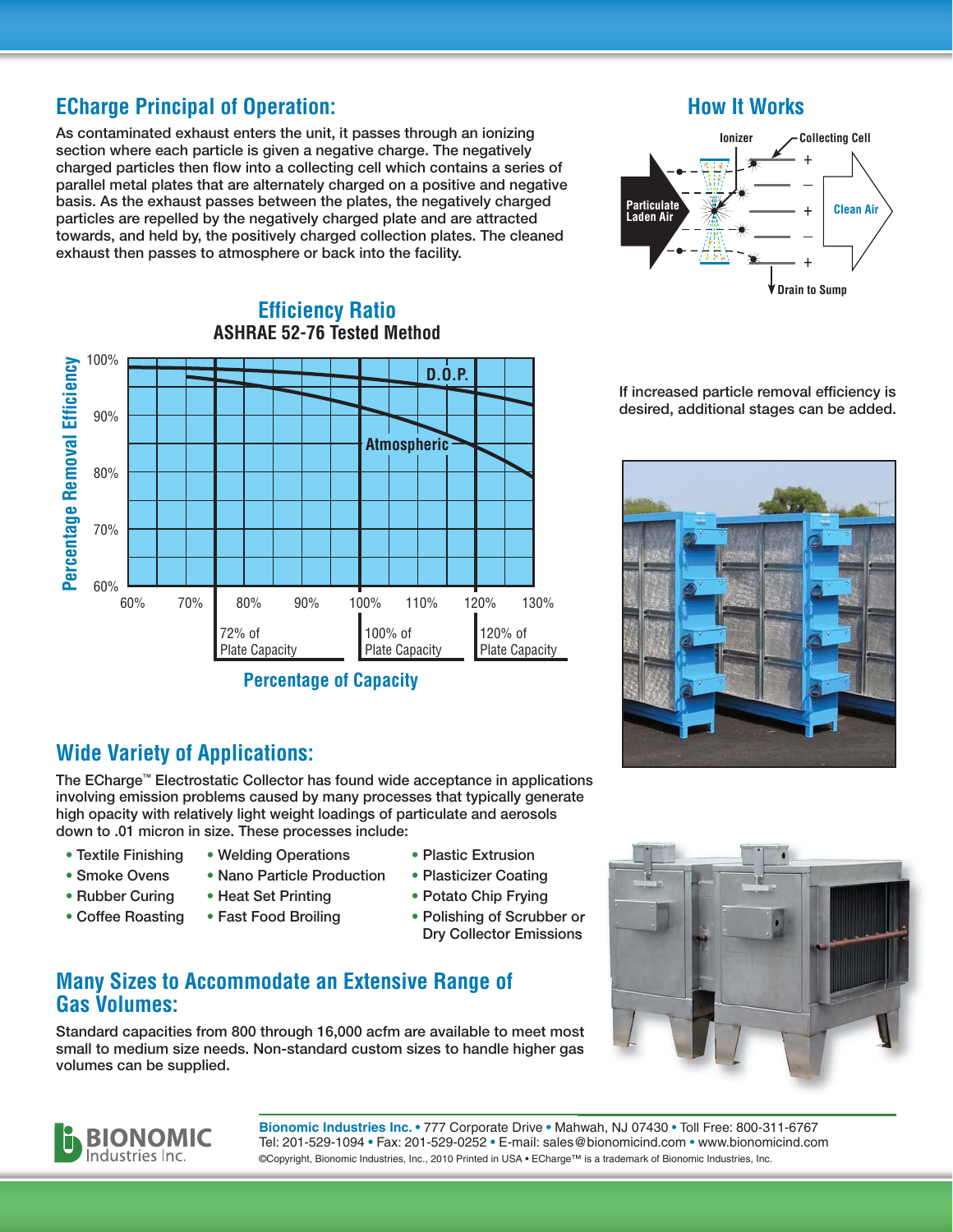## ECharge Principal of Operation:

As contaminated exhaust enters the unit, it passes through an ionizing section where each particle is given a negative charge. The negatively charged particles then flow into a collecting cell which contains a series of parallel metal plates that are alternately charged on a positive and negative basis. As the exhaust passes between the plates, the negatively charged particles are repelled by the negatively charged plate and are attracted towards, and held by, the positively charged collection plates. The cleaned exhaust then passes to atmosphere or back into the facility.

## How It Works

Ionizer
Collecting Cell
Particulate Laden Air
Clean Air
Drain to Sump

## Efficiency Ratio

**ASHRAE 52-76 Tested Method**

Percentage Removal Efficiency

100%
90%
80%
70%
60%

D.O.P.
Atmospheric

60% 70% 80% 90% 100% 110% 120% 130%

72% of Plate Capacity
100% of Plate Capacity
120% of Plate Capacity

Percentage of Capacity

If increased particle removal efficiency is desired, additional stages can be added.

## Wide Variety of Applications:

The ECharge™ Electrostatic Collector has found wide acceptance in applications involving emission problems caused by many processes that typically generate high opacity with relatively light weight loadings of particulate and aerosols down to .01 micron in size. These processes include:

- Textile Finishing
- Smoke Ovens
- Rubber Curing
- Coffee Roasting
- Welding Operations
- Nano Particle Production
- Heat Set Printing
- Fast Food Broiling
- Plastic Extrusion
- Plasticizer Coating
- Potato Chip Frying
- Polishing of Scrubber or Dry Collector Emissions

## Many Sizes to Accommodate an Extensive Range of Gas Volumes:

Standard capacities from 800 through 16,000 acfm are available to meet most small to medium size needs. Non-standard custom sizes to handle higher gas volumes can be supplied.

BIONOMIC Industries Inc.

**Bionomic Industries Inc.** • 777 Corporate Drive • Mahwah, NJ 07430 • Toll Free: 800-311-6767
Tel: 201-529-1094 • Fax: 201-529-0252 • E-mail: sales@bionomicind.com • www.bionomicind.com
©Copyright, Bionomic Industries, Inc., 2010 Printed in USA • ECharge™ is a trademark of Bionomic Industries, Inc.